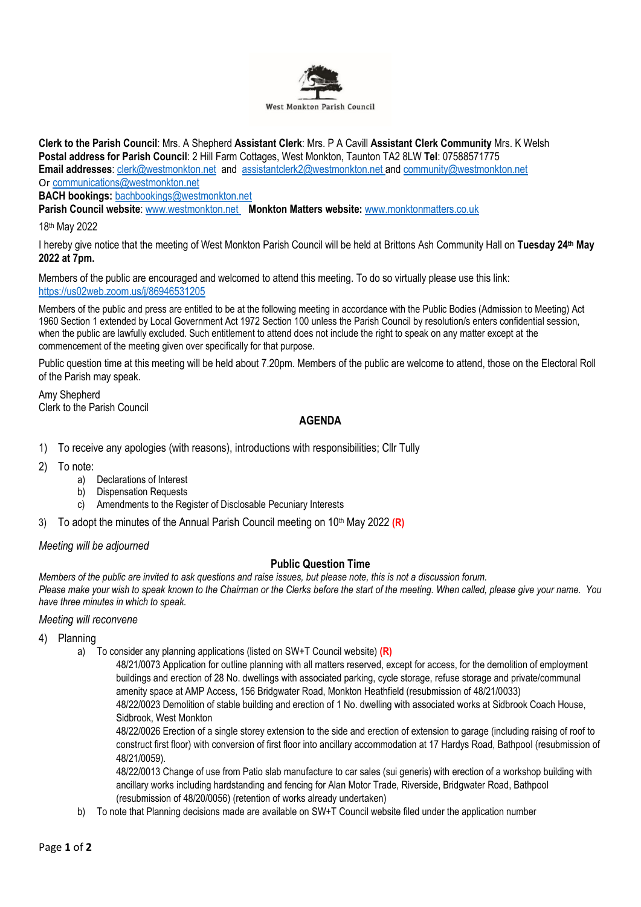West Monkton Parish Council

**Clerk to the Parish Council**: Mrs. A Shepherd **Assistant Clerk**: Mrs. P A Cavill **Assistant Clerk Community** Mrs. K Welsh
**Postal address for Parish Council**: 2 Hill Farm Cottages, West Monkton, Taunton TA2 8LW **Tel**: 07588571775
**Email addresses**: clerk@westmonkton.net and assistantclerk2@westmonkton.net and community@westmonkton.net
Or communications@westmonkton.net
**BACH bookings:** bachbookings@westmonkton.net
**Parish Council website**: www.westmonkton.net **Monkton Matters website:** www.monktonmatters.co.uk

18th May 2022

I hereby give notice that the meeting of West Monkton Parish Council will be held at Brittons Ash Community Hall on **Tuesday 24th May 2022 at 7pm.**

Members of the public are encouraged and welcomed to attend this meeting. To do so virtually please use this link:
https://us02web.zoom.us/j/86946531205

Members of the public and press are entitled to be at the following meeting in accordance with the Public Bodies (Admission to Meeting) Act 1960 Section 1 extended by Local Government Act 1972 Section 100 unless the Parish Council by resolution/s enters confidential session, when the public are lawfully excluded. Such entitlement to attend does not include the right to speak on any matter except at the commencement of the meeting given over specifically for that purpose.

Public question time at this meeting will be held about 7.20pm. Members of the public are welcome to attend, those on the Electoral Roll of the Parish may speak.

Amy Shepherd
Clerk to the Parish Council

## AGENDA

1) To receive any apologies (with reasons), introductions with responsibilities; Cllr Tully
2) To note:
   a) Declarations of Interest
   b) Dispensation Requests
   c) Amendments to the Register of Disclosable Pecuniary Interests
3) To adopt the minutes of the Annual Parish Council meeting on 10th May 2022 **(R)**

*Meeting will be adjourned*

### Public Question Time

*Members of the public are invited to ask questions and raise issues, but please note, this is not a discussion forum.*
*Please make your wish to speak known to the Chairman or the Clerks before the start of the meeting. When called, please give your name. You have three minutes in which to speak.*

*Meeting will reconvene*

4) Planning
   a) To consider any planning applications (listed on SW+T Council website) **(R)**

      48/21/0073 Application for outline planning with all matters reserved, except for access, for the demolition of employment buildings and erection of 28 No. dwellings with associated parking, cycle storage, refuse storage and private/communal amenity space at AMP Access, 156 Bridgwater Road, Monkton Heathfield (resubmission of 48/21/0033)

      48/22/0023 Demolition of stable building and erection of 1 No. dwelling with associated works at Sidbrook Coach House, Sidbrook, West Monkton

      48/22/0026 Erection of a single storey extension to the side and erection of extension to garage (including raising of roof to construct first floor) with conversion of first floor into ancillary accommodation at 17 Hardys Road, Bathpool (resubmission of 48/21/0059).

      48/22/0013 Change of use from Patio slab manufacture to car sales (sui generis) with erection of a workshop building with ancillary works including hardstanding and fencing for Alan Motor Trade, Riverside, Bridgwater Road, Bathpool (resubmission of 48/20/0056) (retention of works already undertaken)

   b) To note that Planning decisions made are available on SW+T Council website filed under the application number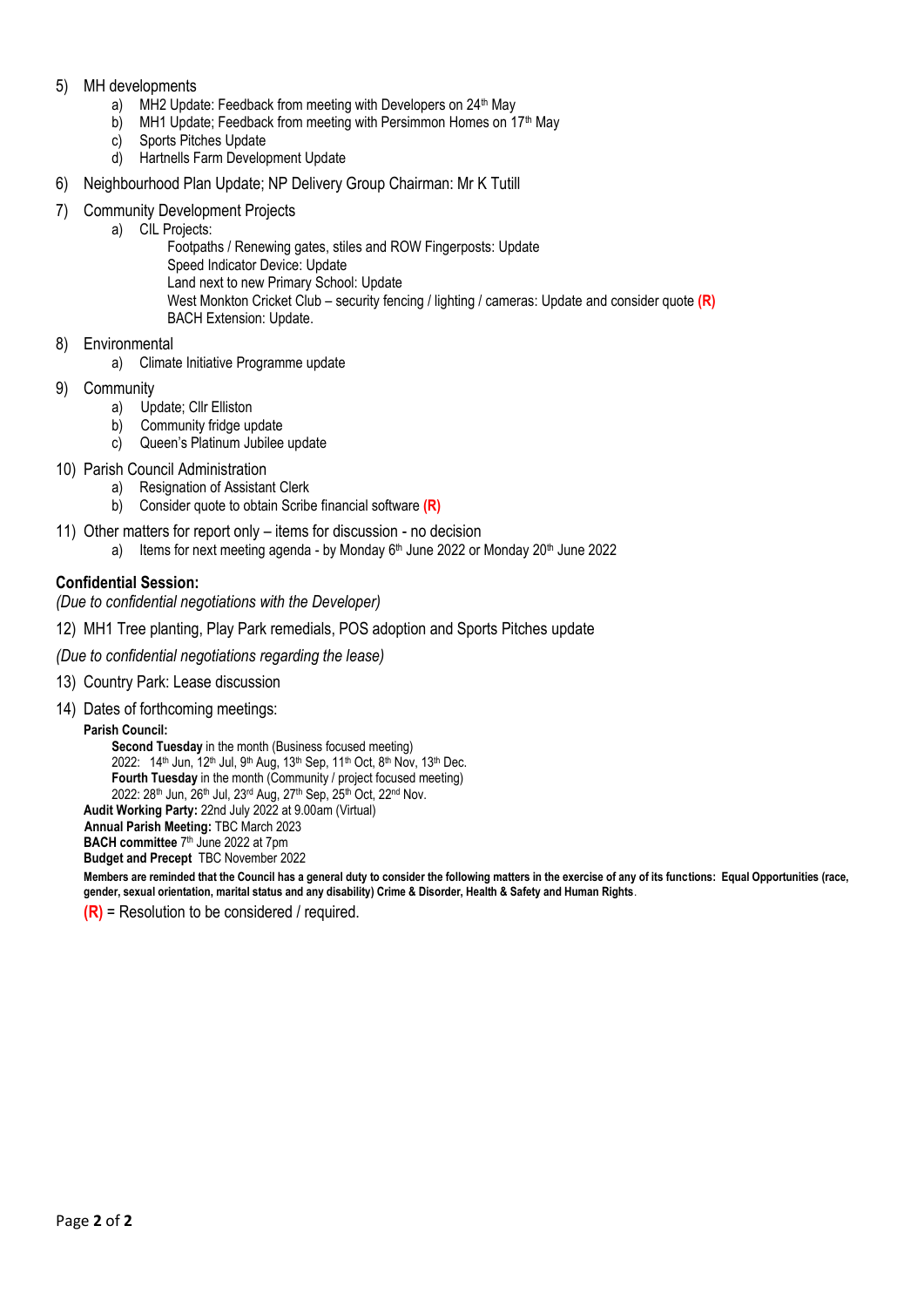5) MH developments
   a) MH2 Update: Feedback from meeting with Developers on 24th May
   b) MH1 Update; Feedback from meeting with Persimmon Homes on 17th May
   c) Sports Pitches Update
   d) Hartnells Farm Development Update

6) Neighbourhood Plan Update; NP Delivery Group Chairman: Mr K Tutill

7) Community Development Projects
   a) CIL Projects:
      Footpaths / Renewing gates, stiles and ROW Fingerposts: Update
      Speed Indicator Device: Update
      Land next to new Primary School: Update
      West Monkton Cricket Club – security fencing / lighting / cameras: Update and consider quote **(R)**
      BACH Extension: Update.

8) Environmental
   a) Climate Initiative Programme update

9) Community
   a) Update; Cllr Elliston
   b) Community fridge update
   c) Queen's Platinum Jubilee update

10) Parish Council Administration
    a) Resignation of Assistant Clerk
    b) Consider quote to obtain Scribe financial software **(R)**

11) Other matters for report only – items for discussion - no decision
    a) Items for next meeting agenda - by Monday 6th June 2022 or Monday 20th June 2022

**Confidential Session:**

*(Due to confidential negotiations with the Developer)*

12) MH1 Tree planting, Play Park remedials, POS adoption and Sports Pitches update

*(Due to confidential negotiations regarding the lease)*

13) Country Park: Lease discussion

14) Dates of forthcoming meetings:

**Parish Council:**

**Second Tuesday** in the month (Business focused meeting)
2022: 14th Jun, 12th Jul, 9th Aug, 13th Sep, 11th Oct, 8th Nov, 13th Dec.
**Fourth Tuesday** in the month (Community / project focused meeting)
2022: 28th Jun, 26th Jul, 23rd Aug, 27th Sep, 25th Oct, 22nd Nov.

**Audit Working Party:** 22nd July 2022 at 9.00am (Virtual)
**Annual Parish Meeting:** TBC March 2023
**BACH committee** 7th June 2022 at 7pm
**Budget and Precept** TBC November 2022

**Members are reminded that the Council has a general duty to consider the following matters in the exercise of any of its functions: Equal Opportunities (race, gender, sexual orientation, marital status and any disability) Crime & Disorder, Health & Safety and Human Rights**.

**(R)** = Resolution to be considered / required.